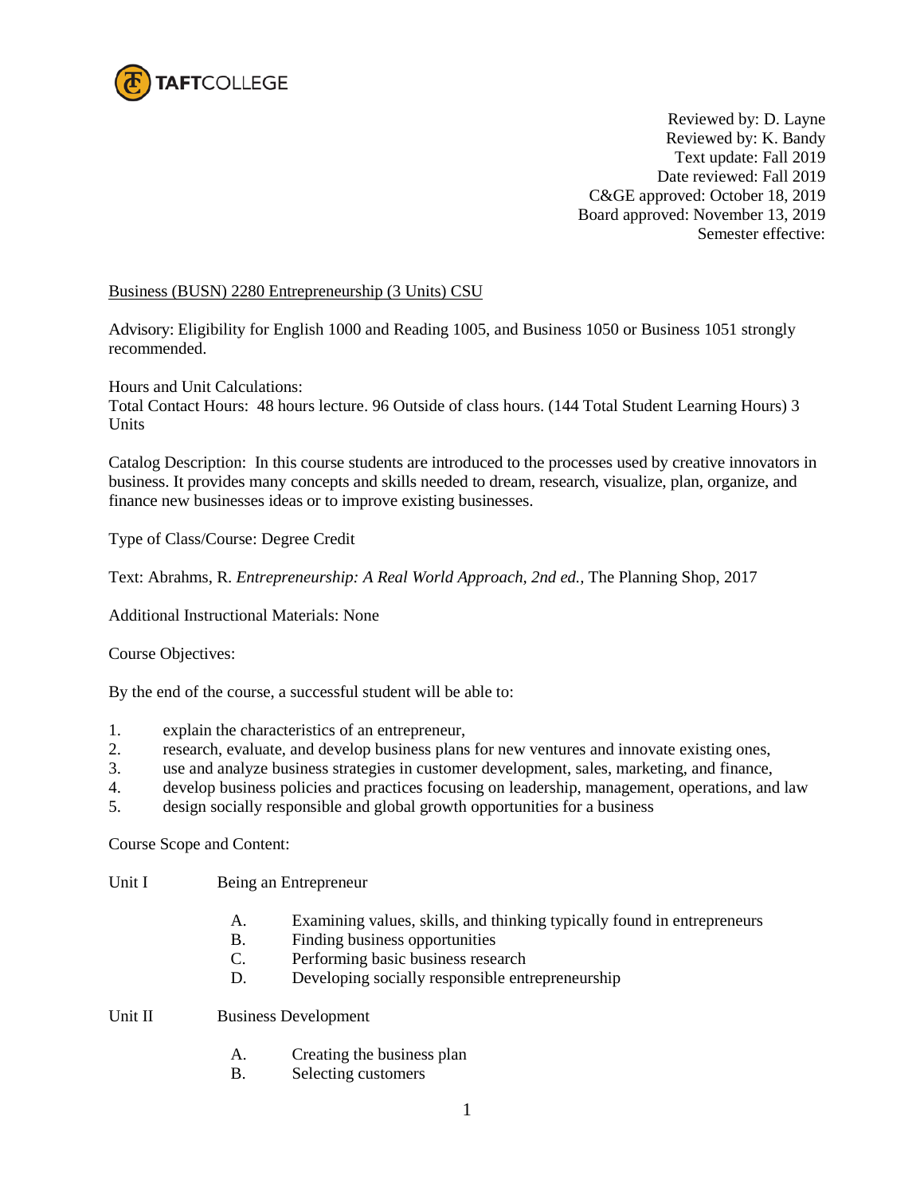TAFTCOLLEGE

Reviewed by: D. Layne
Reviewed by: K. Bandy
Text update: Fall 2019
Date reviewed: Fall 2019
C&GE approved: October 18, 2019
Board approved: November 13, 2019
Semester effective:

Business (BUSN) 2280 Entrepreneurship (3 Units) CSU

Advisory: Eligibility for English 1000 and Reading 1005, and Business 1050 or Business 1051 strongly recommended.

Hours and Unit Calculations:
Total Contact Hours: 48 hours lecture. 96 Outside of class hours. (144 Total Student Learning Hours) 3 Units

Catalog Description: In this course students are introduced to the processes used by creative innovators in business. It provides many concepts and skills needed to dream, research, visualize, plan, organize, and finance new businesses ideas or to improve existing businesses.

Type of Class/Course: Degree Credit

Text: Abrahms, R. *Entrepreneurship: A Real World Approach, 2nd ed.,* The Planning Shop, 2017

Additional Instructional Materials: None

Course Objectives:

By the end of the course, a successful student will be able to:

1. explain the characteristics of an entrepreneur,
2. research, evaluate, and develop business plans for new ventures and innovate existing ones,
3. use and analyze business strategies in customer development, sales, marketing, and finance,
4. develop business policies and practices focusing on leadership, management, operations, and law
5. design socially responsible and global growth opportunities for a business

Course Scope and Content:

Unit I Being an Entrepreneur

- A. Examining values, skills, and thinking typically found in entrepreneurs
- B. Finding business opportunities
- C. Performing basic business research
- D. Developing socially responsible entrepreneurship

Unit II Business Development

- A. Creating the business plan
- B. Selecting customers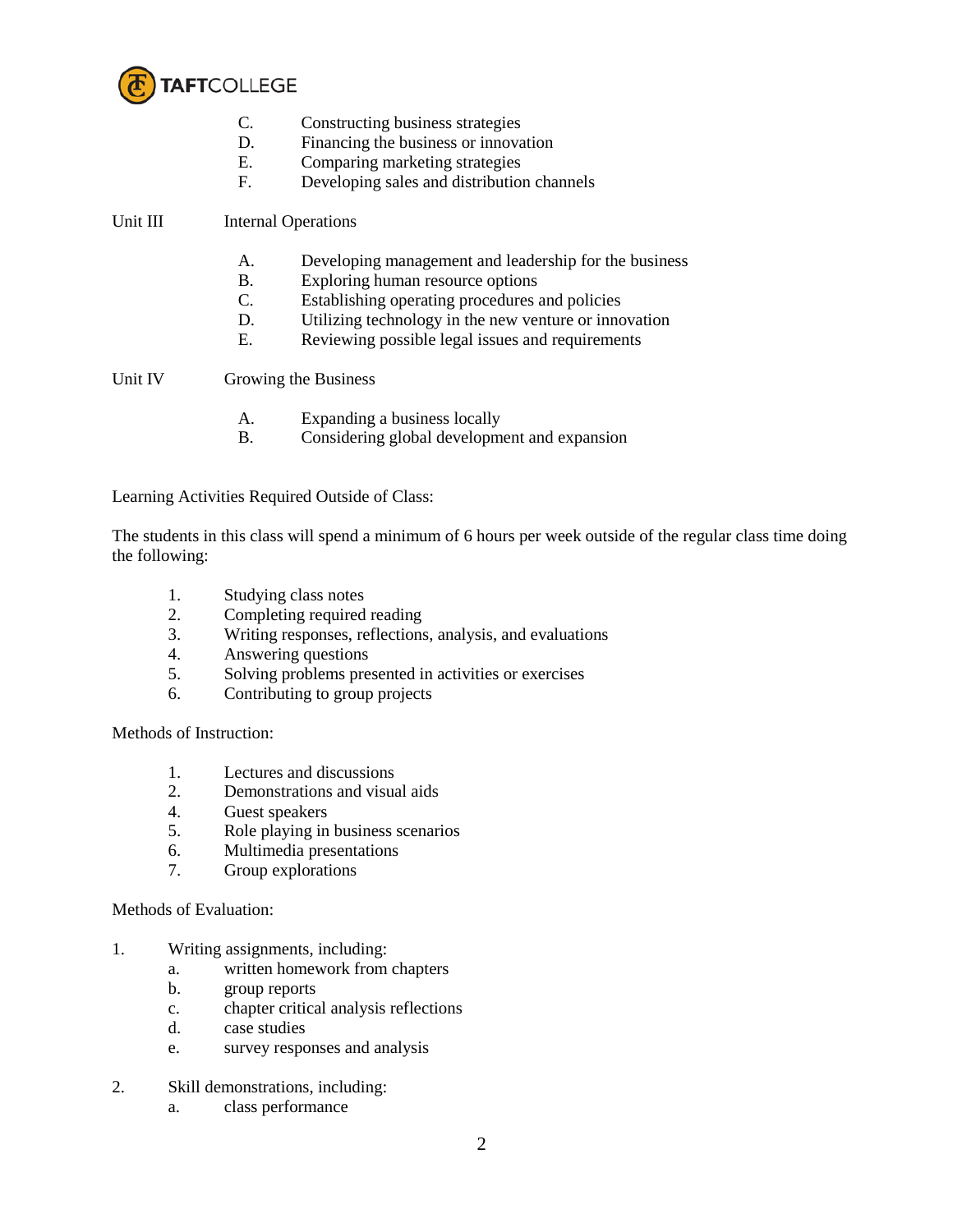C. Constructing business strategies
D. Financing the business or innovation
E. Comparing marketing strategies
F. Developing sales and distribution channels

Unit III Internal Operations

A. Developing management and leadership for the business
B. Exploring human resource options
C. Establishing operating procedures and policies
D. Utilizing technology in the new venture or innovation
E. Reviewing possible legal issues and requirements

Unit IV Growing the Business

A. Expanding a business locally
B. Considering global development and expansion

Learning Activities Required Outside of Class:

The students in this class will spend a minimum of 6 hours per week outside of the regular class time doing the following:

1. Studying class notes
2. Completing required reading
3. Writing responses, reflections, analysis, and evaluations
4. Answering questions
5. Solving problems presented in activities or exercises
6. Contributing to group projects

Methods of Instruction:

1. Lectures and discussions
2. Demonstrations and visual aids
4. Guest speakers
5. Role playing in business scenarios
6. Multimedia presentations
7. Group explorations

Methods of Evaluation:

1. Writing assignments, including:
   a. written homework from chapters
   b. group reports
   c. chapter critical analysis reflections
   d. case studies
   e. survey responses and analysis

2. Skill demonstrations, including:
   a. class performance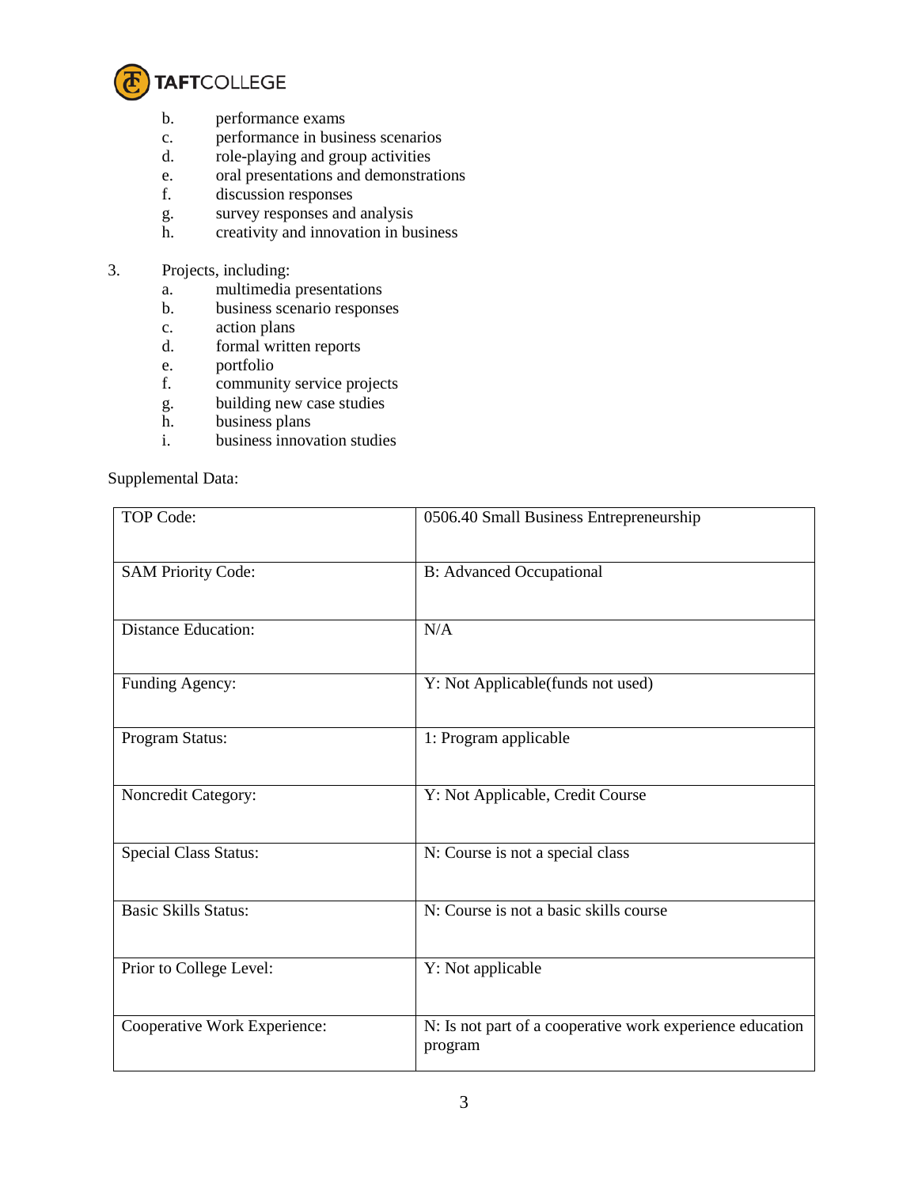b. performance exams
c. performance in business scenarios
d. role-playing and group activities
e. oral presentations and demonstrations
f. discussion responses
g. survey responses and analysis
h. creativity and innovation in business

3. Projects, including:
   a. multimedia presentations
   b. business scenario responses
   c. action plans
   d. formal written reports
   e. portfolio
   f. community service projects
   g. building new case studies
   h. business plans
   i. business innovation studies

Supplemental Data:

| | |
|---|---|
| TOP Code: | 0506.40 Small Business Entrepreneurship |
| SAM Priority Code: | B: Advanced Occupational |
| Distance Education: | N/A |
| Funding Agency: | Y: Not Applicable(funds not used) |
| Program Status: | 1: Program applicable |
| Noncredit Category: | Y: Not Applicable, Credit Course |
| Special Class Status: | N: Course is not a special class |
| Basic Skills Status: | N: Course is not a basic skills course |
| Prior to College Level: | Y: Not applicable |
| Cooperative Work Experience: | N: Is not part of a cooperative work experience education program |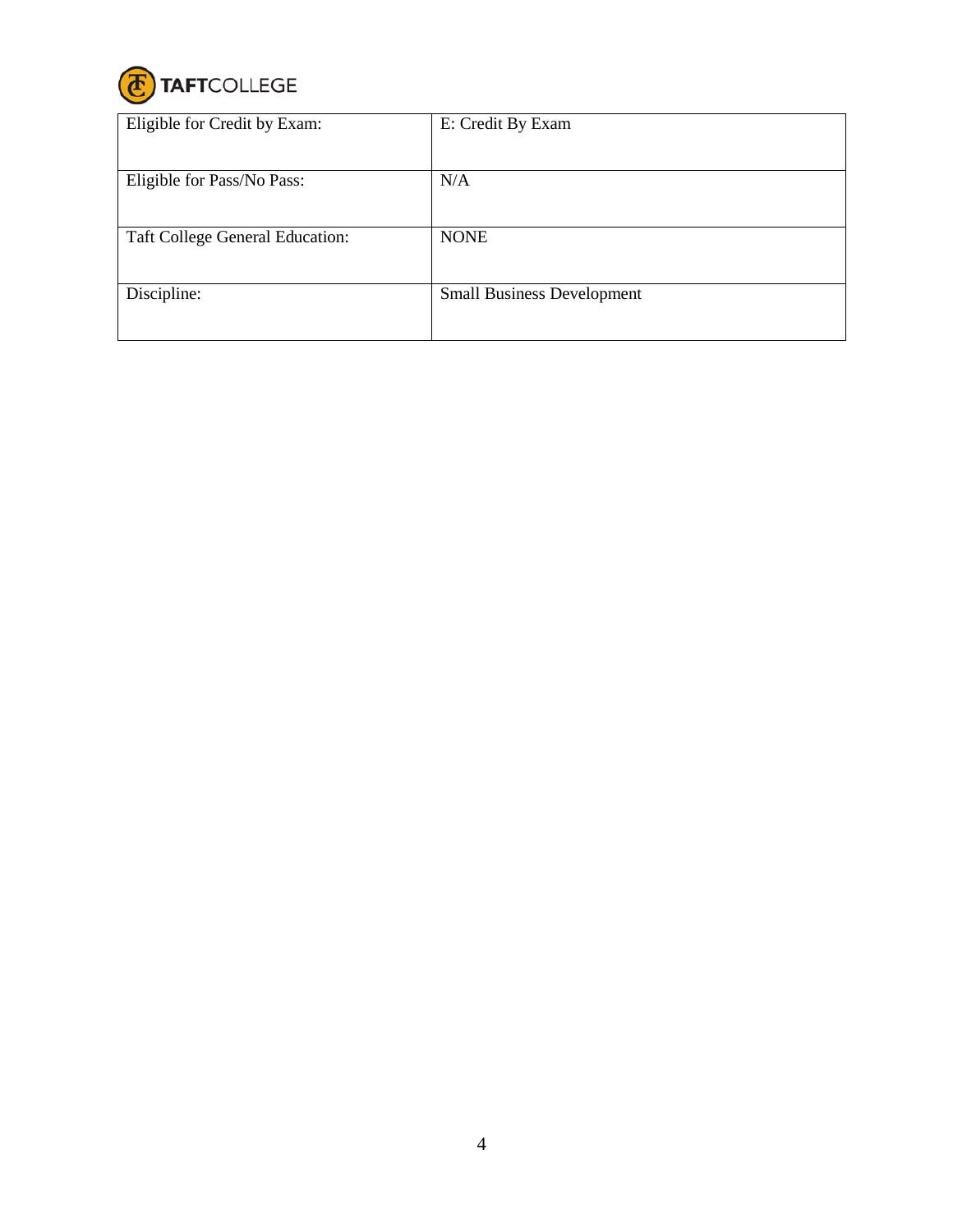| | |
|---|---|
| Eligible for Credit by Exam: | E: Credit By Exam |
| Eligible for Pass/No Pass: | N/A |
| Taft College General Education: | NONE |
| Discipline: | Small Business Development |